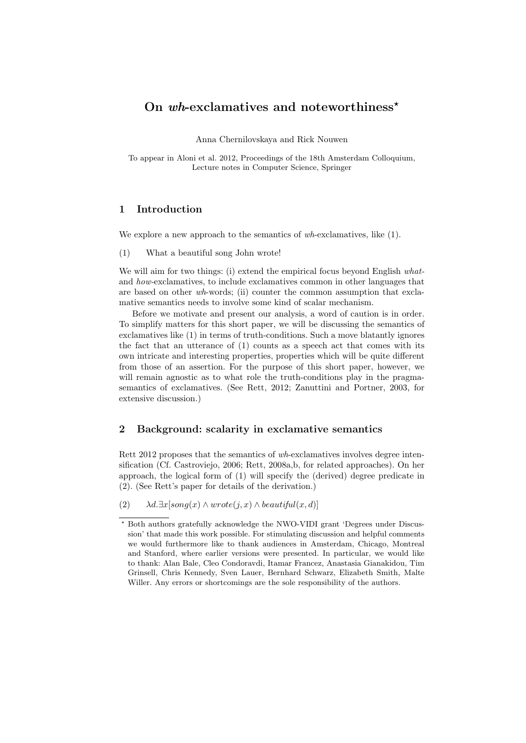# On *wh*-exclamatives and noteworthiness*

Anna Chernilovskaya and Rick Nouwen

To appear in Aloni et al. 2012, Proceedings of the 18th Amsterdam Colloquium, Lecture notes in Computer Science, Springer

## 1 Introduction

We explore a new approach to the semantics of *wh*-exclamatives, like (1).

(1) What a beautiful song John wrote!

We will aim for two things: (i) extend the empirical focus beyond English *what*- and *how*-exclamatives, to include exclamatives common in other languages that are based on other *wh*-words; (ii) counter the common assumption that exclamative semantics needs to involve some kind of scalar mechanism.

Before we motivate and present our analysis, a word of caution is in order. To simplify matters for this short paper, we will be discussing the semantics of exclamatives like (1) in terms of truth-conditions. Such a move blatantly ignores the fact that an utterance of (1) counts as a speech act that comes with its own intricate and interesting properties, properties which will be quite different from those of an assertion. For the purpose of this short paper, however, we will remain agnostic as to what role the truth-conditions play in the pragma-semantics of exclamatives. (See Rett, 2012; Zanuttini and Portner, 2003, for extensive discussion.)

## 2 Background: scalarity in exclamative semantics

Rett 2012 proposes that the semantics of *wh*-exclamatives involves degree intensification (Cf. Castroviejo, 2006; Rett, 2008a,b, for related approaches). On her approach, the logical form of (1) will specify the (derived) degree predicate in (2). (See Rett's paper for details of the derivation.)

(2) $\lambda d.\exists x[song(x) \wedge wrote(j, x) \wedge beautiful(x, d)]$

* Both authors gratefully acknowledge the NWO-VIDI grant 'Degrees under Discussion' that made this work possible. For stimulating discussion and helpful comments we would furthermore like to thank audiences in Amsterdam, Chicago, Montreal and Stanford, where earlier versions were presented. In particular, we would like to thank: Alan Bale, Cleo Condoravdi, Itamar Francez, Anastasia Gianakidou, Tim Grinsell, Chris Kennedy, Sven Lauer, Bernhard Schwarz, Elizabeth Smith, Malte Willer. Any errors or shortcomings are the sole responsibility of the authors.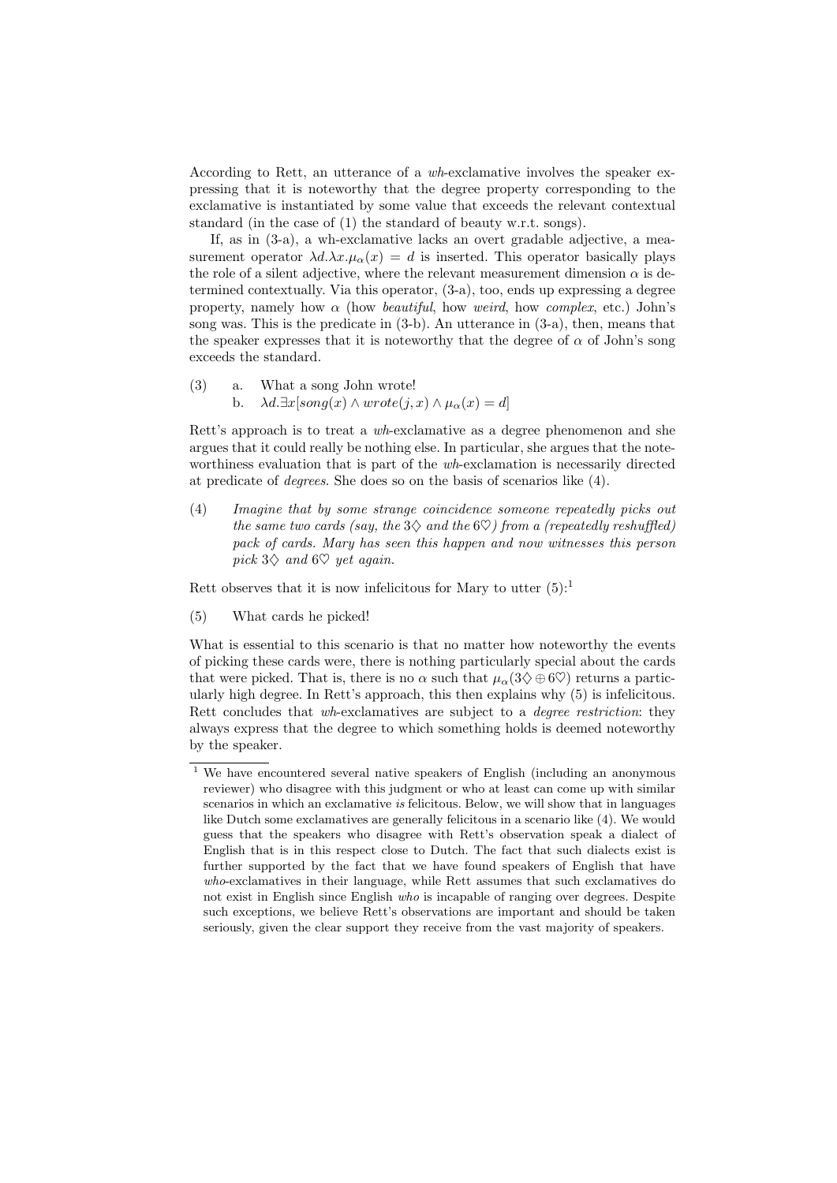According to Rett, an utterance of a *wh*-exclamative involves the speaker expressing that it is noteworthy that the degree property corresponding to the exclamative is instantiated by some value that exceeds the relevant contextual standard (in the case of (1) the standard of beauty w.r.t. songs).

If, as in (3-a), a wh-exclamative lacks an overt gradable adjective, a measurement operator $\lambda d.\lambda x.\mu_\alpha(x) = d$ is inserted. This operator basically plays the role of a silent adjective, where the relevant measurement dimension $\alpha$ is determined contextually. Via this operator, (3-a), too, ends up expressing a degree property, namely how $\alpha$ (how *beautiful*, how *weird*, how *complex*, etc.) John's song was. This is the predicate in (3-b). An utterance in (3-a), then, means that the speaker expresses that it is noteworthy that the degree of $\alpha$ of John's song exceeds the standard.

(3) a. What a song John wrote!
 b. $\lambda d.\exists x[song(x) \wedge wrote(j, x) \wedge \mu_\alpha(x) = d]$

Rett's approach is to treat a *wh*-exclamative as a degree phenomenon and she argues that it could really be nothing else. In particular, she argues that the noteworthiness evaluation that is part of the *wh*-exclamation is necessarily directed at predicate of *degrees*. She does so on the basis of scenarios like (4).

(4) *Imagine that by some strange coincidence someone repeatedly picks out the same two cards (say, the* $3\diamondsuit$ *and the* $6\heartsuit$*) from a (repeatedly reshuffled) pack of cards. Mary has seen this happen and now witnesses this person pick* $3\diamondsuit$ *and* $6\heartsuit$ *yet again.*

Rett observes that it is now infelicitous for Mary to utter (5):[1]

(5) What cards he picked!

What is essential to this scenario is that no matter how noteworthy the events of picking these cards were, there is nothing particularly special about the cards that were picked. That is, there is no $\alpha$ such that $\mu_\alpha(3\diamondsuit \oplus 6\heartsuit)$ returns a particularly high degree. In Rett's approach, this then explains why (5) is infelicitous. Rett concludes that *wh*-exclamatives are subject to a *degree restriction*: they always express that the degree to which something holds is deemed noteworthy by the speaker.

[1] We have encountered several native speakers of English (including an anonymous reviewer) who disagree with this judgment or who at least can come up with similar scenarios in which an exclamative *is* felicitous. Below, we will show that in languages like Dutch some exclamatives are generally felicitous in a scenario like (4). We would guess that the speakers who disagree with Rett's observation speak a dialect of English that is in this respect close to Dutch. The fact that such dialects exist is further supported by the fact that we have found speakers of English that have *who*-exclamatives in their language, while Rett assumes that such exclamatives do not exist in English since English *who* is incapable of ranging over degrees. Despite such exceptions, we believe Rett's observations are important and should be taken seriously, given the clear support they receive from the vast majority of speakers.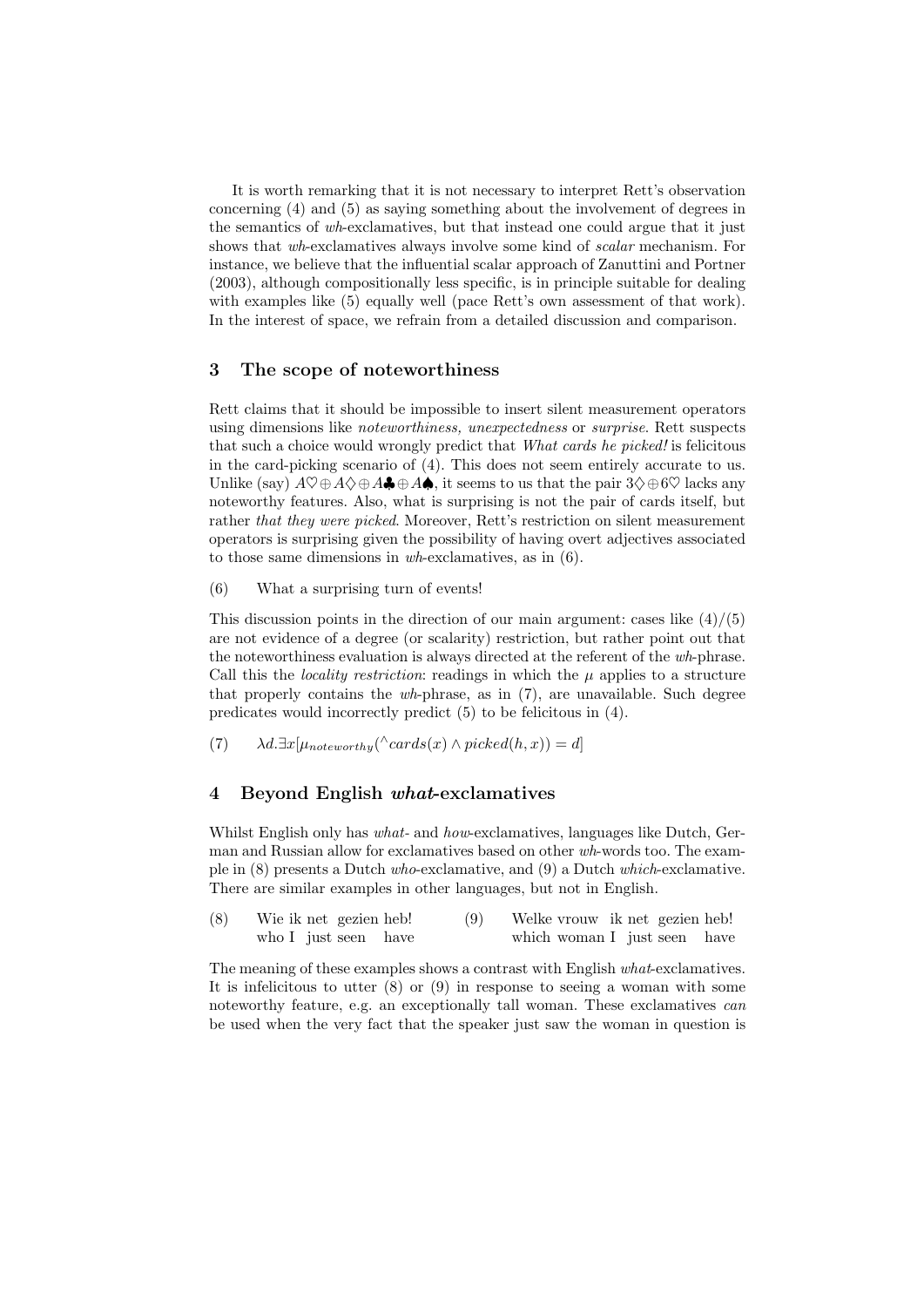It is worth remarking that it is not necessary to interpret Rett's observation concerning (4) and (5) as saying something about the involvement of degrees in the semantics of *wh*-exclamatives, but that instead one could argue that it just shows that *wh*-exclamatives always involve some kind of *scalar* mechanism. For instance, we believe that the influential scalar approach of Zanuttini and Portner (2003), although compositionally less specific, is in principle suitable for dealing with examples like (5) equally well (pace Rett's own assessment of that work). In the interest of space, we refrain from a detailed discussion and comparison.

## 3 The scope of noteworthiness

Rett claims that it should be impossible to insert silent measurement operators using dimensions like *noteworthiness, unexpectedness* or *surprise*. Rett suspects that such a choice would wrongly predict that *What cards he picked!* is felicitous in the card-picking scenario of (4). This does not seem entirely accurate to us. Unlike (say) $A\heartsuit \oplus A\diamondsuit \oplus A\clubsuit \oplus A\spadesuit$, it seems to us that the pair $3\diamondsuit \oplus 6\heartsuit$ lacks any noteworthy features. Also, what is surprising is not the pair of cards itself, but rather *that they were picked*. Moreover, Rett's restriction on silent measurement operators is surprising given the possibility of having overt adjectives associated to those same dimensions in *wh*-exclamatives, as in (6).

(6) What a surprising turn of events!

This discussion points in the direction of our main argument: cases like (4)/(5) are not evidence of a degree (or scalarity) restriction, but rather point out that the noteworthiness evaluation is always directed at the referent of the *wh*-phrase. Call this the *locality restriction*: readings in which the $\mu$ applies to a structure that properly contains the *wh*-phrase, as in (7), are unavailable. Such degree predicates would incorrectly predict (5) to be felicitous in (4).

(7) $\lambda d.\exists x[\mu_{noteworthy}(^\wedge cards(x) \wedge picked(h, x)) = d]$

## 4 Beyond English *what*-exclamatives

Whilst English only has *what*- and *how*-exclamatives, languages like Dutch, German and Russian allow for exclamatives based on other *wh*-words too. The example in (8) presents a Dutch *who*-exclamative, and (9) a Dutch *which*-exclamative. There are similar examples in other languages, but not in English.

(8) Wie ik net gezien heb!
who I just seen have

(9) Welke vrouw ik net gezien heb!
which woman I just seen have

The meaning of these examples shows a contrast with English *what*-exclamatives. It is infelicitous to utter (8) or (9) in response to seeing a woman with some noteworthy feature, e.g. an exceptionally tall woman. These exclamatives *can* be used when the very fact that the speaker just saw the woman in question is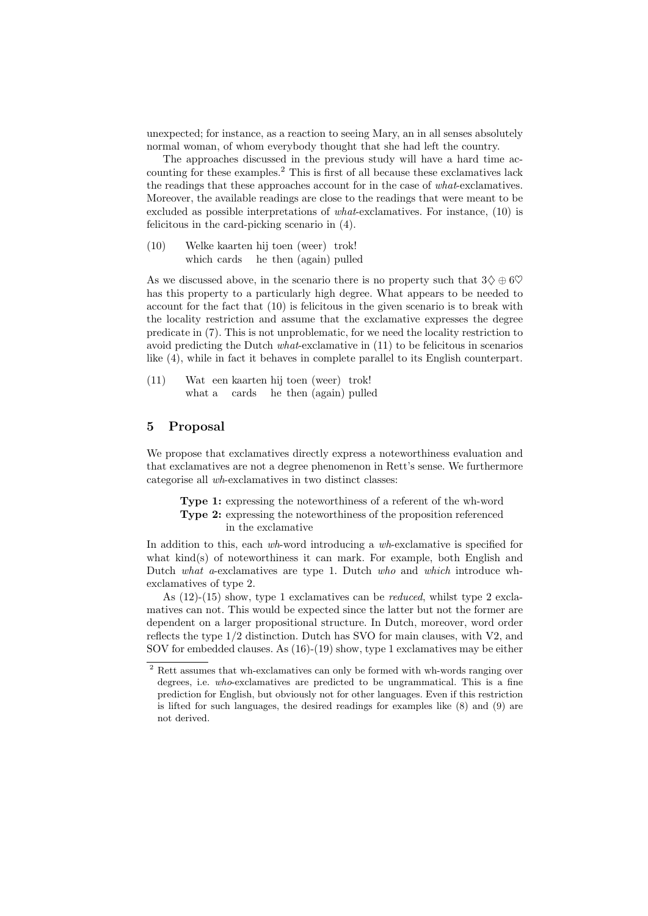unexpected; for instance, as a reaction to seeing Mary, an in all senses absolutely normal woman, of whom everybody thought that she had left the country.

The approaches discussed in the previous study will have a hard time accounting for these examples.[2] This is first of all because these exclamatives lack the readings that these approaches account for in the case of *what*-exclamatives. Moreover, the available readings are close to the readings that were meant to be excluded as possible interpretations of *what*-exclamatives. For instance, (10) is felicitous in the card-picking scenario in (4).

(10) Welke kaarten hij toen (weer) trok!
which cards he then (again) pulled

As we discussed above, in the scenario there is no property such that $3\diamondsuit \oplus 6\heartsuit$ has this property to a particularly high degree. What appears to be needed to account for the fact that (10) is felicitous in the given scenario is to break with the locality restriction and assume that the exclamative expresses the degree predicate in (7). This is not unproblematic, for we need the locality restriction to avoid predicting the Dutch *what*-exclamative in (11) to be felicitous in scenarios like (4), while in fact it behaves in complete parallel to its English counterpart.

(11) Wat een kaarten hij toen (weer) trok!
what a cards he then (again) pulled

## 5 Proposal

We propose that exclamatives directly express a noteworthiness evaluation and that exclamatives are not a degree phenomenon in Rett's sense. We furthermore categorise all *wh*-exclamatives in two distinct classes:

**Type 1:** expressing the noteworthiness of a referent of the wh-word
**Type 2:** expressing the noteworthiness of the proposition referenced in the exclamative

In addition to this, each *wh*-word introducing a *wh*-exclamative is specified for what kind(s) of noteworthiness it can mark. For example, both English and Dutch *what a*-exclamatives are type 1. Dutch *who* and *which* introduce wh-exclamatives of type 2.

As (12)-(15) show, type 1 exclamatives can be *reduced*, whilst type 2 exclamatives can not. This would be expected since the latter but not the former are dependent on a larger propositional structure. In Dutch, moreover, word order reflects the type 1/2 distinction. Dutch has SVO for main clauses, with V2, and SOV for embedded clauses. As (16)-(19) show, type 1 exclamatives may be either

[2] Rett assumes that wh-exclamatives can only be formed with wh-words ranging over degrees, i.e. *who*-exclamatives are predicted to be ungrammatical. This is a fine prediction for English, but obviously not for other languages. Even if this restriction is lifted for such languages, the desired readings for examples like (8) and (9) are not derived.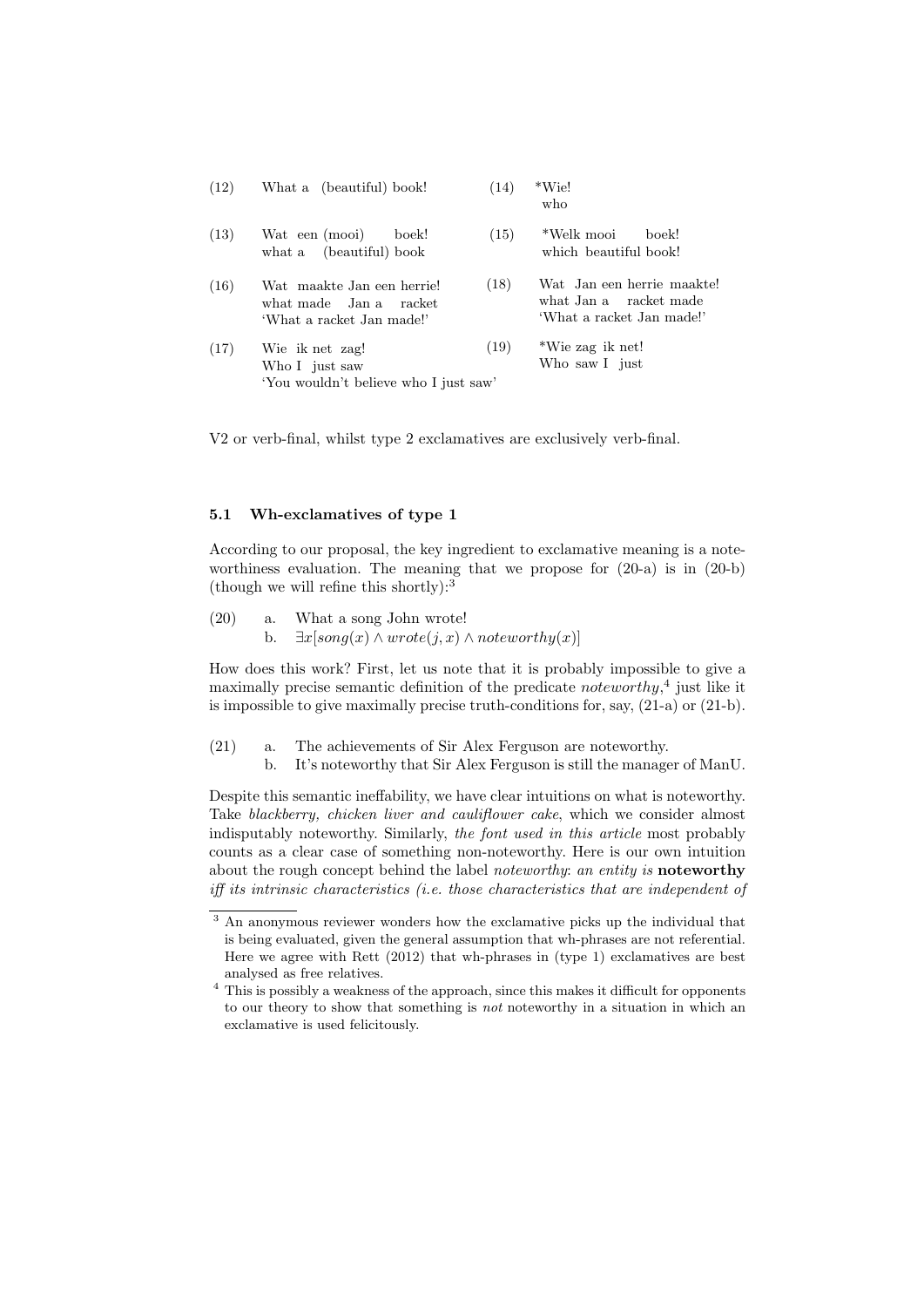(12) What a (beautiful) book!

(13) Wat een (mooi) boek!
what a (beautiful) book

(14) *Wie!
who

(15) *Welk mooi boek!
which beautiful book!

(16) Wat maakte Jan een herrie!
what made Jan a racket
'What a racket Jan made!'

(17) Wie ik net zag!
Who I just saw
'You wouldn't believe who I just saw'

(18) Wat Jan een herrie maakte!
what Jan a racket made
'What a racket Jan made!'

(19) *Wie zag ik net!
Who saw I just

V2 or verb-final, whilst type 2 exclamatives are exclusively verb-final.

### 5.1 Wh-exclamatives of type 1

According to our proposal, the key ingredient to exclamative meaning is a noteworthiness evaluation. The meaning that we propose for (20-a) is in (20-b) (though we will refine this shortly):[3]

(20) a. What a song John wrote!
b. $\exists x[song(x) \wedge wrote(j, x) \wedge noteworthy(x)]$

How does this work? First, let us note that it is probably impossible to give a maximally precise semantic definition of the predicate *noteworthy*,[4] just like it is impossible to give maximally precise truth-conditions for, say, (21-a) or (21-b).

(21) a. The achievements of Sir Alex Ferguson are noteworthy.
b. It's noteworthy that Sir Alex Ferguson is still the manager of ManU.

Despite this semantic ineffability, we have clear intuitions on what is noteworthy. Take *blackberry, chicken liver and cauliflower cake*, which we consider almost indisputably noteworthy. Similarly, *the font used in this article* most probably counts as a clear case of something non-noteworthy. Here is our own intuition about the rough concept behind the label *noteworthy*: *an entity is* **noteworthy** *iff its intrinsic characteristics (i.e. those characteristics that are independent of*

[3] An anonymous reviewer wonders how the exclamative picks up the individual that is being evaluated, given the general assumption that wh-phrases are not referential. Here we agree with Rett (2012) that wh-phrases in (type 1) exclamatives are best analysed as free relatives.

[4] This is possibly a weakness of the approach, since this makes it difficult for opponents to our theory to show that something is *not* noteworthy in a situation in which an exclamative is used felicitously.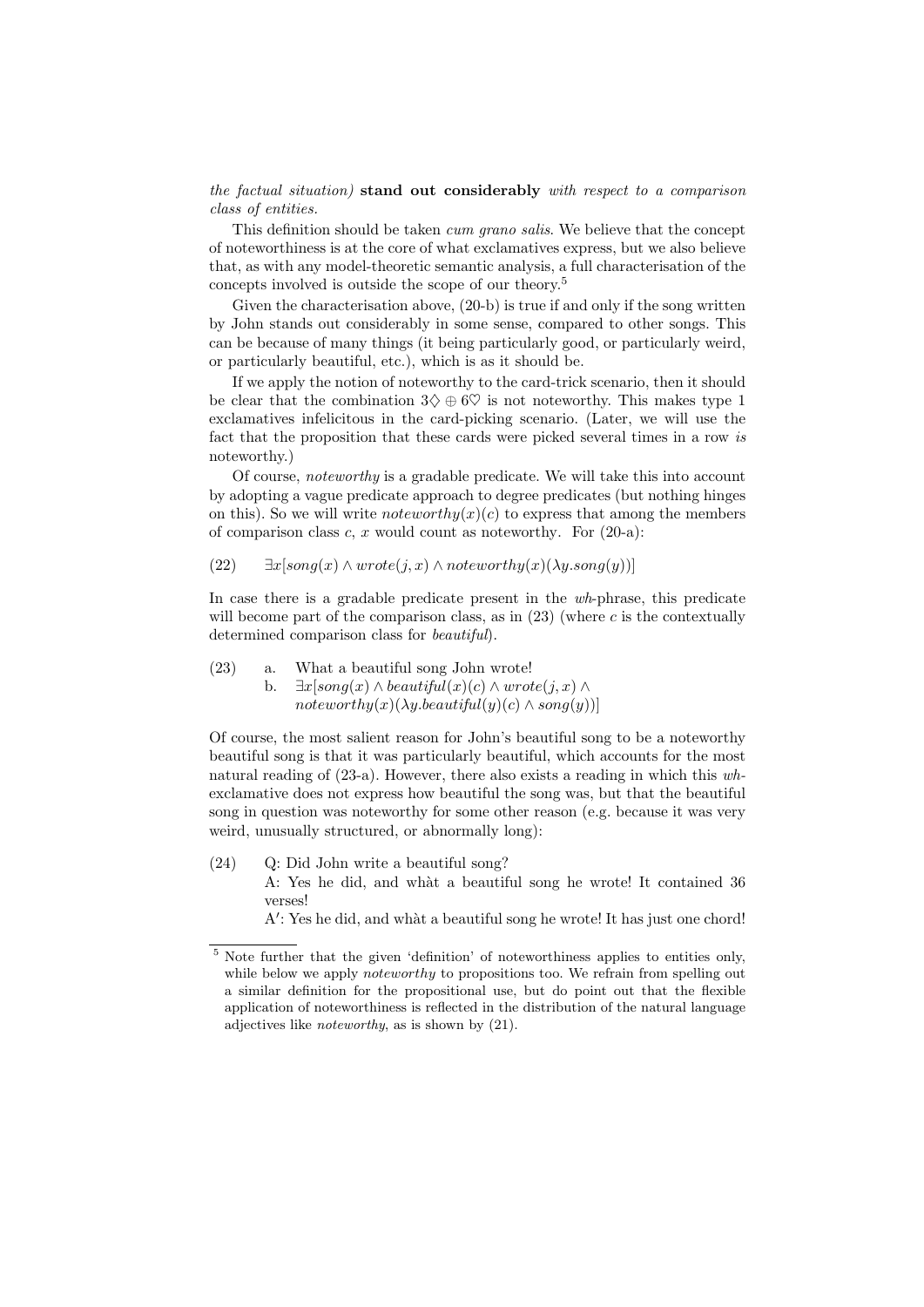*the factual situation)* **stand out considerably** *with respect to a comparison class of entities.*

This definition should be taken *cum grano salis*. We believe that the concept of noteworthiness is at the core of what exclamatives express, but we also believe that, as with any model-theoretic semantic analysis, a full characterisation of the concepts involved is outside the scope of our theory.[5]

Given the characterisation above, (20-b) is true if and only if the song written by John stands out considerably in some sense, compared to other songs. This can be because of many things (it being particularly good, or particularly weird, or particularly beautiful, etc.), which is as it should be.

If we apply the notion of noteworthy to the card-trick scenario, then it should be clear that the combination $3\diamondsuit \oplus 6\heartsuit$ is not noteworthy. This makes type 1 exclamatives infelicitous in the card-picking scenario. (Later, we will use the fact that the proposition that these cards were picked several times in a row *is* noteworthy.)

Of course, *noteworthy* is a gradable predicate. We will take this into account by adopting a vague predicate approach to degree predicates (but nothing hinges on this). So we will write $noteworthy(x)(c)$ to express that among the members of comparison class $c$, $x$ would count as noteworthy. For (20-a):

(22) $\exists x[song(x) \wedge wrote(j,x) \wedge noteworthy(x)(\lambda y.song(y))]$

In case there is a gradable predicate present in the *wh*-phrase, this predicate will become part of the comparison class, as in (23) (where $c$ is the contextually determined comparison class for *beautiful*).

(23) a. What a beautiful song John wrote!
b. $\exists x[song(x) \wedge beautiful(x)(c) \wedge wrote(j,x) \wedge noteworthy(x)(\lambda y.beautiful(y)(c) \wedge song(y))]$

Of course, the most salient reason for John's beautiful song to be a noteworthy beautiful song is that it was particularly beautiful, which accounts for the most natural reading of (23-a). However, there also exists a reading in which this *wh*-exclamative does not express how beautiful the song was, but that the beautiful song in question was noteworthy for some other reason (e.g. because it was very weird, unusually structured, or abnormally long):

(24) Q: Did John write a beautiful song?
A: Yes he did, and whàt a beautiful song he wrote! It contained 36 verses!
A′: Yes he did, and whàt a beautiful song he wrote! It has just one chord!

[5] Note further that the given 'definition' of noteworthiness applies to entities only, while below we apply *noteworthy* to propositions too. We refrain from spelling out a similar definition for the propositional use, but do point out that the flexible application of noteworthiness is reflected in the distribution of the natural language adjectives like *noteworthy*, as is shown by (21).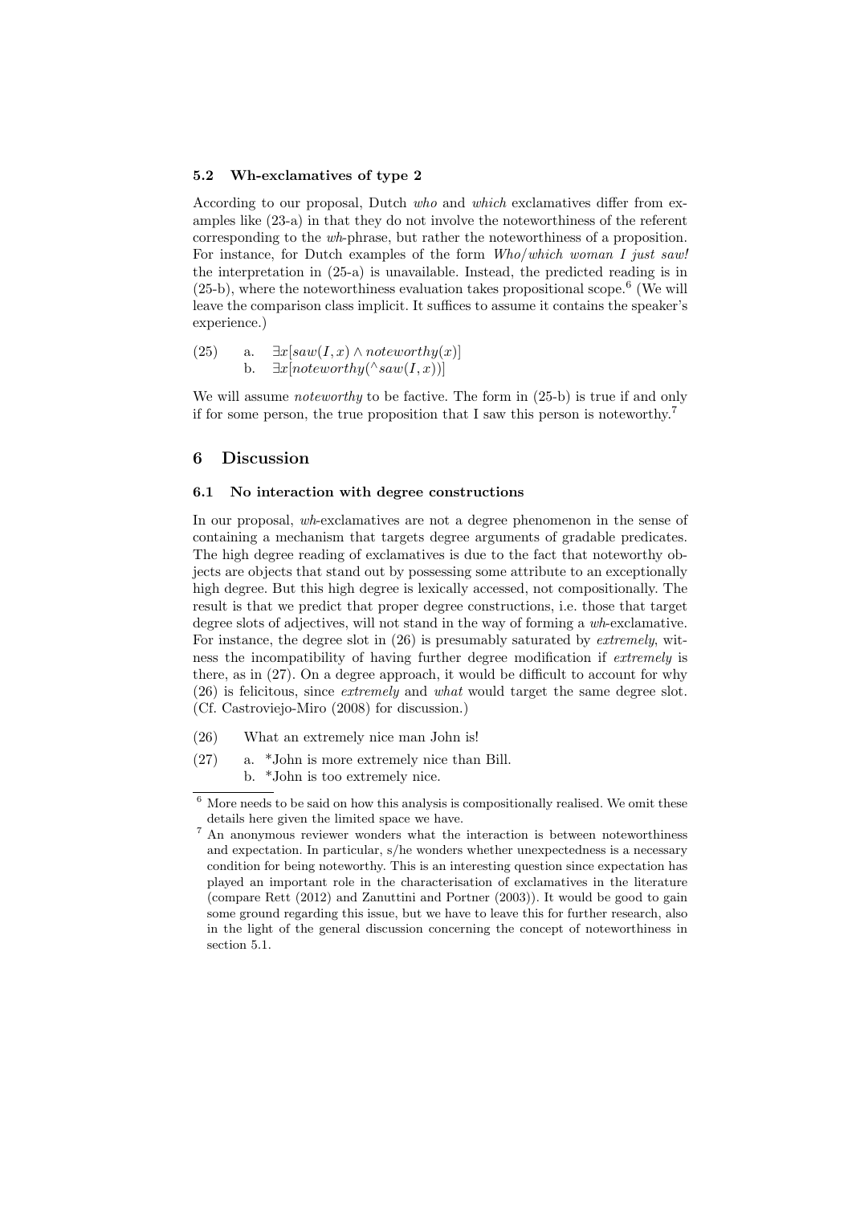### 5.2 Wh-exclamatives of type 2

According to our proposal, Dutch *who* and *which* exclamatives differ from examples like (23-a) in that they do not involve the noteworthiness of the referent corresponding to the *wh*-phrase, but rather the noteworthiness of a proposition. For instance, for Dutch examples of the form *Who/which woman I just saw!* the interpretation in (25-a) is unavailable. Instead, the predicted reading is in (25-b), where the noteworthiness evaluation takes propositional scope.[6] (We will leave the comparison class implicit. It suffices to assume it contains the speaker's experience.)

(25) a. $\exists x[saw(I, x) \wedge noteworthy(x)]$
b. $\exists x[noteworthy(^\wedge saw(I, x))]$

We will assume *noteworthy* to be factive. The form in (25-b) is true if and only if for some person, the true proposition that I saw this person is noteworthy.[7]

## 6 Discussion

### 6.1 No interaction with degree constructions

In our proposal, *wh*-exclamatives are not a degree phenomenon in the sense of containing a mechanism that targets degree arguments of gradable predicates. The high degree reading of exclamatives is due to the fact that noteworthy objects are objects that stand out by possessing some attribute to an exceptionally high degree. But this high degree is lexically accessed, not compositionally. The result is that we predict that proper degree constructions, i.e. those that target degree slots of adjectives, will not stand in the way of forming a *wh*-exclamative. For instance, the degree slot in (26) is presumably saturated by *extremely*, witness the incompatibility of having further degree modification if *extremely* is there, as in (27). On a degree approach, it would be difficult to account for why (26) is felicitous, since *extremely* and *what* would target the same degree slot. (Cf. Castroviejo-Miro (2008) for discussion.)

(26) What an extremely nice man John is!

(27) a. *John is more extremely nice than Bill.
b. *John is too extremely nice.

[6] More needs to be said on how this analysis is compositionally realised. We omit these details here given the limited space we have.

[7] An anonymous reviewer wonders what the interaction is between noteworthiness and expectation. In particular, s/he wonders whether unexpectedness is a necessary condition for being noteworthy. This is an interesting question since expectation has played an important role in the characterisation of exclamatives in the literature (compare Rett (2012) and Zanuttini and Portner (2003)). It would be good to gain some ground regarding this issue, but we have to leave this for further research, also in the light of the general discussion concerning the concept of noteworthiness in section 5.1.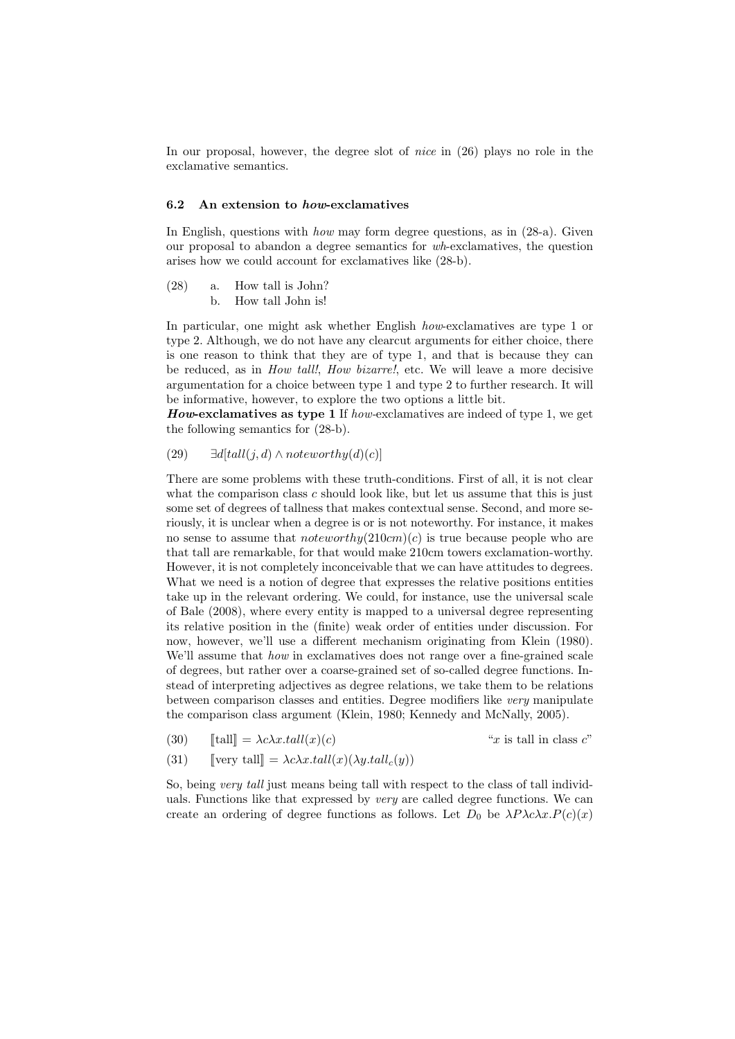In our proposal, however, the degree slot of *nice* in (26) plays no role in the exclamative semantics.

### 6.2 An extension to *how*-exclamatives

In English, questions with *how* may form degree questions, as in (28-a). Given our proposal to abandon a degree semantics for *wh*-exclamatives, the question arises how we could account for exclamatives like (28-b).

(28) a. How tall is John?
b. How tall John is!

In particular, one might ask whether English *how*-exclamatives are type 1 or type 2. Although, we do not have any clearcut arguments for either choice, there is one reason to think that they are of type 1, and that is because they can be reduced, as in *How tall!*, *How bizarre!*, etc. We will leave a more decisive argumentation for a choice between type 1 and type 2 to further research. It will be informative, however, to explore the two options a little bit.

***How*-exclamatives as type 1** If *how*-exclamatives are indeed of type 1, we get the following semantics for (28-b).

(29) $\exists d[tall(j, d) \wedge noteworthy(d)(c)]$

There are some problems with these truth-conditions. First of all, it is not clear what the comparison class $c$ should look like, but let us assume that this is just some set of degrees of tallness that makes contextual sense. Second, and more seriously, it is unclear when a degree is or is not noteworthy. For instance, it makes no sense to assume that $noteworthy(210cm)(c)$ is true because people who are that tall are remarkable, for that would make 210cm towers exclamation-worthy. However, it is not completely inconceivable that we can have attitudes to degrees. What we need is a notion of degree that expresses the relative positions entities take up in the relevant ordering. We could, for instance, use the universal scale of Bale (2008), where every entity is mapped to a universal degree representing its relative position in the (finite) weak order of entities under discussion. For now, however, we'll use a different mechanism originating from Klein (1980). We'll assume that *how* in exclamatives does not range over a fine-grained scale of degrees, but rather over a coarse-grained set of so-called degree functions. Instead of interpreting adjectives as degree relations, we take them to be relations between comparison classes and entities. Degree modifiers like *very* manipulate the comparison class argument (Klein, 1980; Kennedy and McNally, 2005).

(30) $[\![\text{tall}]\!] = \lambda c \lambda x.tall(x)(c)$ "$x$ is tall in class $c$"

(31) $[\![\text{very tall}]\!] = \lambda c \lambda x.tall(x)(\lambda y.tall_c(y))$

So, being *very tall* just means being tall with respect to the class of tall individuals. Functions like that expressed by *very* are called degree functions. We can create an ordering of degree functions as follows. Let $D_0$ be $\lambda P \lambda c \lambda x.P(c)(x)$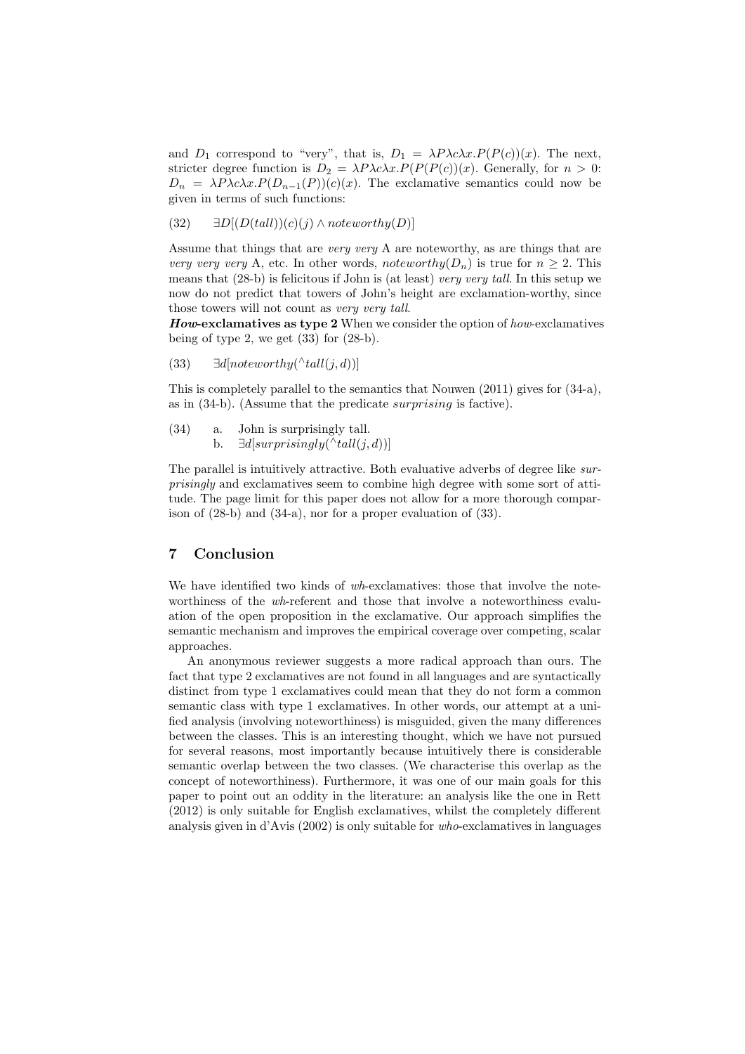and $D_1$ correspond to "very", that is, $D_1 = \lambda P\lambda c\lambda x.P(P(c))(x)$. The next, stricter degree function is $D_2 = \lambda P\lambda c\lambda x.P(P(P(c))(x)$. Generally, for $n > 0$: $D_n = \lambda P\lambda c\lambda x.P(D_{n-1}(P))(c)(x)$. The exclamative semantics could now be given in terms of such functions:

(32) $\exists D[(D(tall))(c)(j) \wedge noteworthy(D)]$

Assume that things that are *very very* A are noteworthy, as are things that are *very very very* A, etc. In other words, $noteworthy(D_n)$ is true for $n \geq 2$. This means that (28-b) is felicitous if John is (at least) *very very tall*. In this setup we now do not predict that towers of John's height are exclamation-worthy, since those towers will not count as *very very tall*.

***How*-exclamatives as type 2** When we consider the option of *how*-exclamatives being of type 2, we get (33) for (28-b).

(33) $\exists d[noteworthy(^\wedge tall(j,d))]$

This is completely parallel to the semantics that Nouwen (2011) gives for (34-a), as in (34-b). (Assume that the predicate *surprising* is factive).

(34) a. John is surprisingly tall.
 b. $\exists d[surprisingly(^\wedge tall(j,d))]$

The parallel is intuitively attractive. Both evaluative adverbs of degree like *surprisingly* and exclamatives seem to combine high degree with some sort of attitude. The page limit for this paper does not allow for a more thorough comparison of (28-b) and (34-a), nor for a proper evaluation of (33).

## 7 Conclusion

We have identified two kinds of *wh*-exclamatives: those that involve the noteworthiness of the *wh*-referent and those that involve a noteworthiness evaluation of the open proposition in the exclamative. Our approach simplifies the semantic mechanism and improves the empirical coverage over competing, scalar approaches.

An anonymous reviewer suggests a more radical approach than ours. The fact that type 2 exclamatives are not found in all languages and are syntactically distinct from type 1 exclamatives could mean that they do not form a common semantic class with type 1 exclamatives. In other words, our attempt at a unified analysis (involving noteworthiness) is misguided, given the many differences between the classes. This is an interesting thought, which we have not pursued for several reasons, most importantly because intuitively there is considerable semantic overlap between the two classes. (We characterise this overlap as the concept of noteworthiness). Furthermore, it was one of our main goals for this paper to point out an oddity in the literature: an analysis like the one in Rett (2012) is only suitable for English exclamatives, whilst the completely different analysis given in d'Avis (2002) is only suitable for *who*-exclamatives in languages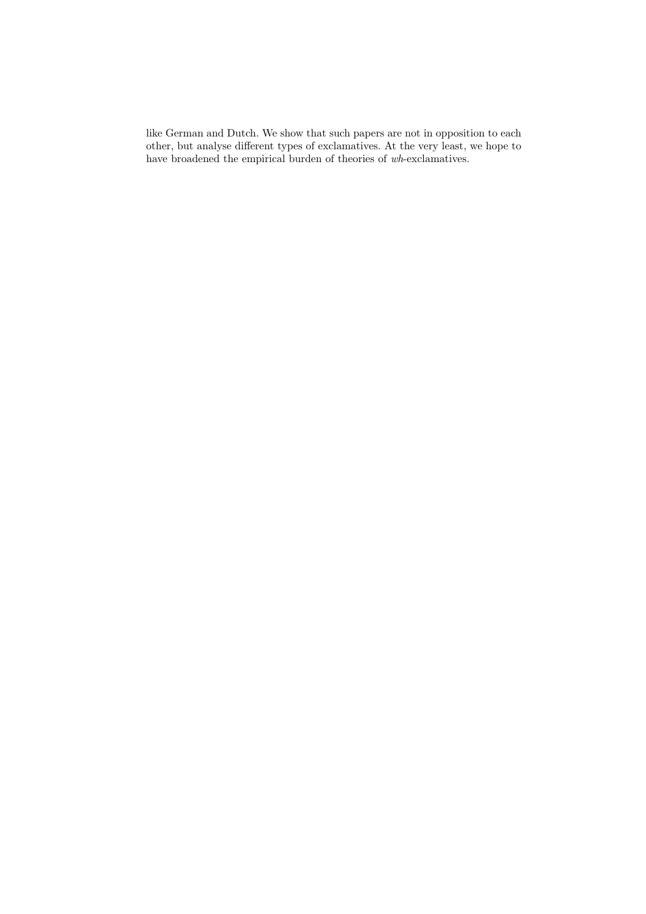like German and Dutch. We show that such papers are not in opposition to each other, but analyse different types of exclamatives. At the very least, we hope to have broadened the empirical burden of theories of *wh*-exclamatives.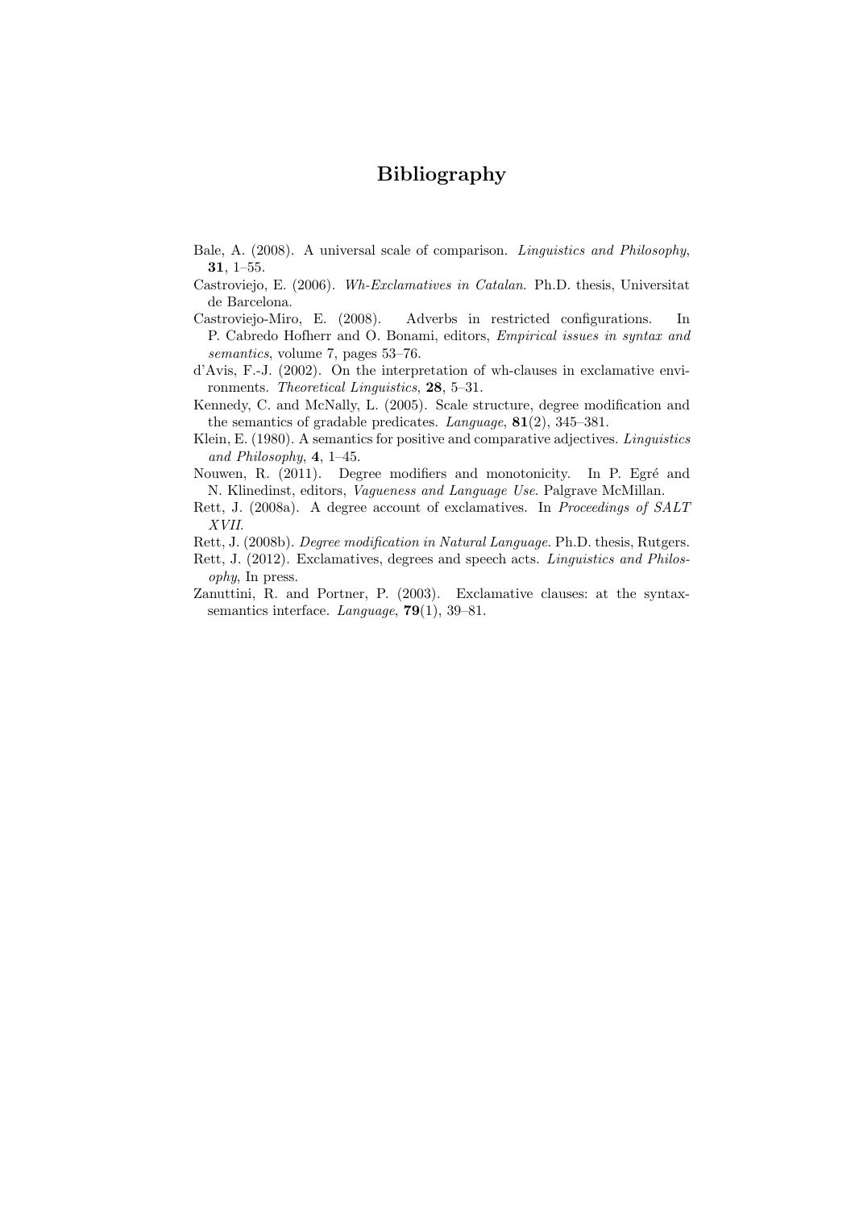# Bibliography

Bale, A. (2008). A universal scale of comparison. *Linguistics and Philosophy*, **31**, 1–55.

Castroviejo, E. (2006). *Wh-Exclamatives in Catalan*. Ph.D. thesis, Universitat de Barcelona.

Castroviejo-Miro, E. (2008). Adverbs in restricted configurations. In P. Cabredo Hofherr and O. Bonami, editors, *Empirical issues in syntax and semantics*, volume 7, pages 53–76.

d'Avis, F.-J. (2002). On the interpretation of wh-clauses in exclamative environments. *Theoretical Linguistics*, **28**, 5–31.

Kennedy, C. and McNally, L. (2005). Scale structure, degree modification and the semantics of gradable predicates. *Language*, **81**(2), 345–381.

Klein, E. (1980). A semantics for positive and comparative adjectives. *Linguistics and Philosophy*, **4**, 1–45.

Nouwen, R. (2011). Degree modifiers and monotonicity. In P. Egré and N. Klinedinst, editors, *Vagueness and Language Use*. Palgrave McMillan.

Rett, J. (2008a). A degree account of exclamatives. In *Proceedings of SALT XVII*.

Rett, J. (2008b). *Degree modification in Natural Language*. Ph.D. thesis, Rutgers.

Rett, J. (2012). Exclamatives, degrees and speech acts. *Linguistics and Philosophy*, In press.

Zanuttini, R. and Portner, P. (2003). Exclamative clauses: at the syntax-semantics interface. *Language*, **79**(1), 39–81.